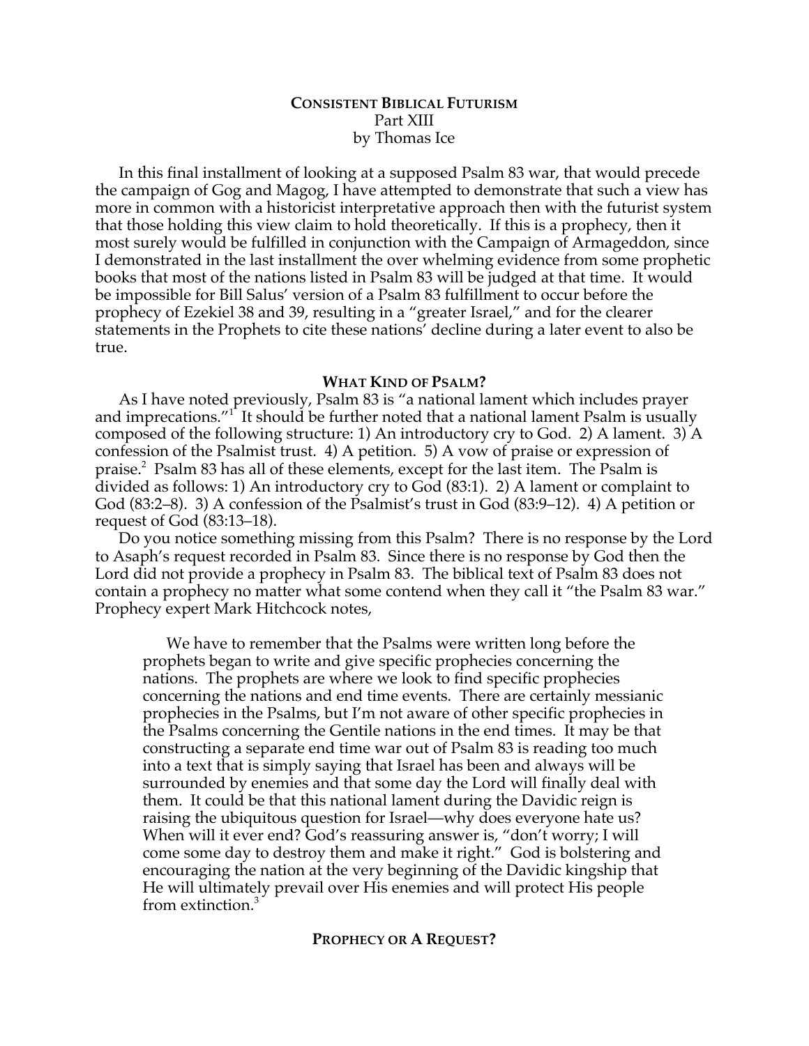# CONSISTENT BIBLICAL FUTURISM

Part XIII

by Thomas Ice

In this final installment of looking at a supposed Psalm 83 war, that would precede the campaign of Gog and Magog, I have attempted to demonstrate that such a view has more in common with a historicist interpretative approach then with the futurist system that those holding this view claim to hold theoretically. If this is a prophecy, then it most surely would be fulfilled in conjunction with the Campaign of Armageddon, since I demonstrated in the last installment the over whelming evidence from some prophetic books that most of the nations listed in Psalm 83 will be judged at that time. It would be impossible for Bill Salus' version of a Psalm 83 fulfillment to occur before the prophecy of Ezekiel 38 and 39, resulting in a "greater Israel," and for the clearer statements in the Prophets to cite these nations' decline during a later event to also be true.

## WHAT KIND OF PSALM?

As I have noted previously, Psalm 83 is "a national lament which includes prayer and imprecations."[1] It should be further noted that a national lament Psalm is usually composed of the following structure: 1) An introductory cry to God. 2) A lament. 3) A confession of the Psalmist trust. 4) A petition. 5) A vow of praise or expression of praise.[2] Psalm 83 has all of these elements, except for the last item. The Psalm is divided as follows: 1) An introductory cry to God (83:1). 2) A lament or complaint to God (83:2–8). 3) A confession of the Psalmist's trust in God (83:9–12). 4) A petition or request of God (83:13–18).

Do you notice something missing from this Psalm? There is no response by the Lord to Asaph's request recorded in Psalm 83. Since there is no response by God then the Lord did not provide a prophecy in Psalm 83. The biblical text of Psalm 83 does not contain a prophecy no matter what some contend when they call it "the Psalm 83 war." Prophecy expert Mark Hitchcock notes,

> We have to remember that the Psalms were written long before the prophets began to write and give specific prophecies concerning the nations. The prophets are where we look to find specific prophecies concerning the nations and end time events. There are certainly messianic prophecies in the Psalms, but I'm not aware of other specific prophecies in the Psalms concerning the Gentile nations in the end times. It may be that constructing a separate end time war out of Psalm 83 is reading too much into a text that is simply saying that Israel has been and always will be surrounded by enemies and that some day the Lord will finally deal with them. It could be that this national lament during the Davidic reign is raising the ubiquitous question for Israel—why does everyone hate us? When will it ever end? God's reassuring answer is, "don't worry; I will come some day to destroy them and make it right." God is bolstering and encouraging the nation at the very beginning of the Davidic kingship that He will ultimately prevail over His enemies and will protect His people from extinction.[3]

## PROPHECY OR A REQUEST?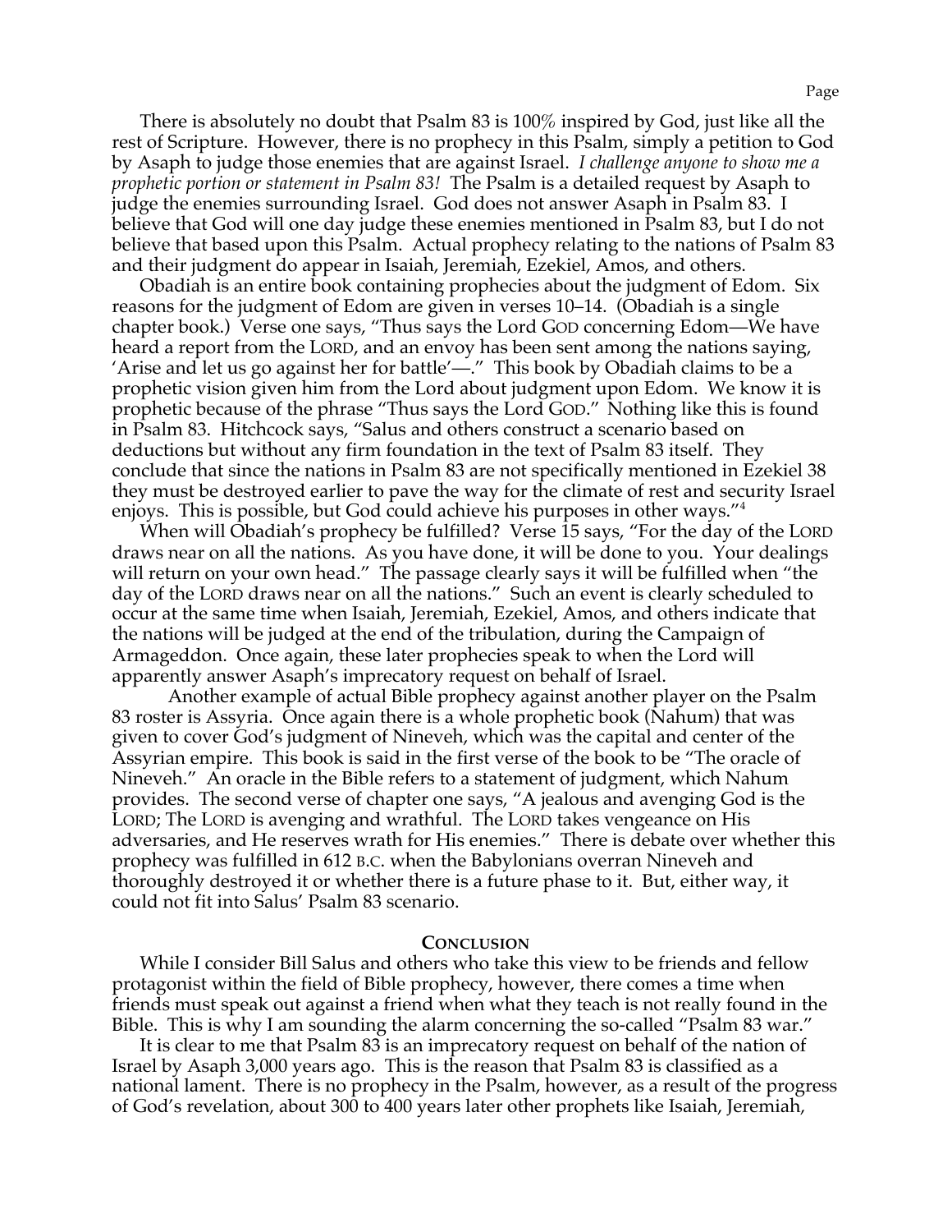There is absolutely no doubt that Psalm 83 is 100% inspired by God, just like all the rest of Scripture. However, there is no prophecy in this Psalm, simply a petition to God by Asaph to judge those enemies that are against Israel. *I challenge anyone to show me a prophetic portion or statement in Psalm 83!* The Psalm is a detailed request by Asaph to judge the enemies surrounding Israel. God does not answer Asaph in Psalm 83. I believe that God will one day judge these enemies mentioned in Psalm 83, but I do not believe that based upon this Psalm. Actual prophecy relating to the nations of Psalm 83 and their judgment do appear in Isaiah, Jeremiah, Ezekiel, Amos, and others.

Obadiah is an entire book containing prophecies about the judgment of Edom. Six reasons for the judgment of Edom are given in verses 10–14. (Obadiah is a single chapter book.) Verse one says, "Thus says the Lord GOD concerning Edom—We have heard a report from the LORD, and an envoy has been sent among the nations saying, 'Arise and let us go against her for battle'—." This book by Obadiah claims to be a prophetic vision given him from the Lord about judgment upon Edom. We know it is prophetic because of the phrase "Thus says the Lord GOD." Nothing like this is found in Psalm 83. Hitchcock says, "Salus and others construct a scenario based on deductions but without any firm foundation in the text of Psalm 83 itself. They conclude that since the nations in Psalm 83 are not specifically mentioned in Ezekiel 38 they must be destroyed earlier to pave the way for the climate of rest and security Israel enjoys. This is possible, but God could achieve his purposes in other ways."[4]

When will Obadiah's prophecy be fulfilled? Verse 15 says, "For the day of the LORD draws near on all the nations. As you have done, it will be done to you. Your dealings will return on your own head." The passage clearly says it will be fulfilled when "the day of the LORD draws near on all the nations." Such an event is clearly scheduled to occur at the same time when Isaiah, Jeremiah, Ezekiel, Amos, and others indicate that the nations will be judged at the end of the tribulation, during the Campaign of Armageddon. Once again, these later prophecies speak to when the Lord will apparently answer Asaph's imprecatory request on behalf of Israel.

Another example of actual Bible prophecy against another player on the Psalm 83 roster is Assyria. Once again there is a whole prophetic book (Nahum) that was given to cover God's judgment of Nineveh, which was the capital and center of the Assyrian empire. This book is said in the first verse of the book to be "The oracle of Nineveh." An oracle in the Bible refers to a statement of judgment, which Nahum provides. The second verse of chapter one says, "A jealous and avenging God is the LORD; The LORD is avenging and wrathful. The LORD takes vengeance on His adversaries, and He reserves wrath for His enemies." There is debate over whether this prophecy was fulfilled in 612 B.C. when the Babylonians overran Nineveh and thoroughly destroyed it or whether there is a future phase to it. But, either way, it could not fit into Salus' Psalm 83 scenario.

## CONCLUSION

While I consider Bill Salus and others who take this view to be friends and fellow protagonist within the field of Bible prophecy, however, there comes a time when friends must speak out against a friend when what they teach is not really found in the Bible. This is why I am sounding the alarm concerning the so-called "Psalm 83 war."

It is clear to me that Psalm 83 is an imprecatory request on behalf of the nation of Israel by Asaph 3,000 years ago. This is the reason that Psalm 83 is classified as a national lament. There is no prophecy in the Psalm, however, as a result of the progress of God's revelation, about 300 to 400 years later other prophets like Isaiah, Jeremiah,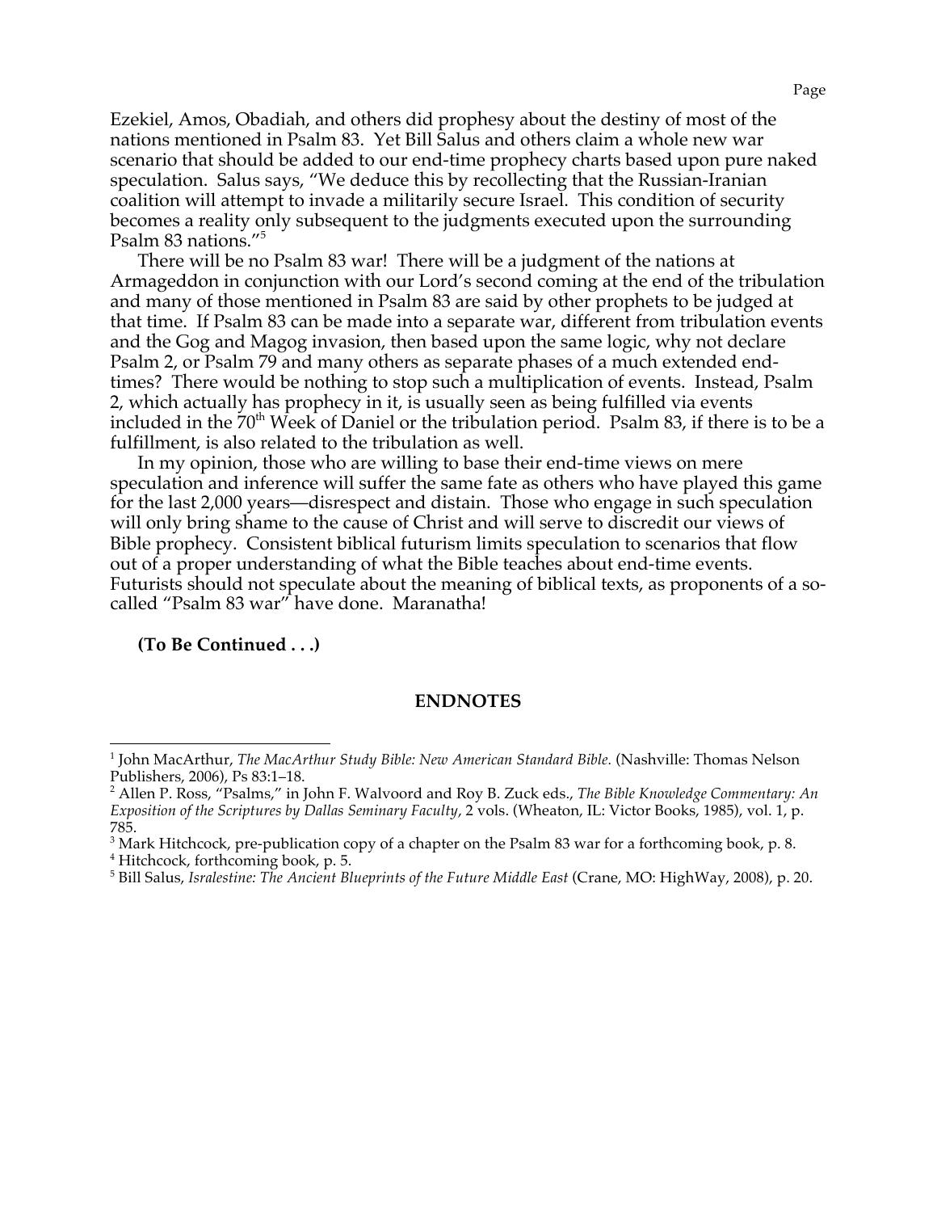Ezekiel, Amos, Obadiah, and others did prophesy about the destiny of most of the nations mentioned in Psalm 83. Yet Bill Salus and others claim a whole new war scenario that should be added to our end-time prophecy charts based upon pure naked speculation. Salus says, "We deduce this by recollecting that the Russian-Iranian coalition will attempt to invade a militarily secure Israel. This condition of security becomes a reality only subsequent to the judgments executed upon the surrounding Psalm 83 nations."[5]

There will be no Psalm 83 war! There will be a judgment of the nations at Armageddon in conjunction with our Lord's second coming at the end of the tribulation and many of those mentioned in Psalm 83 are said by other prophets to be judged at that time. If Psalm 83 can be made into a separate war, different from tribulation events and the Gog and Magog invasion, then based upon the same logic, why not declare Psalm 2, or Psalm 79 and many others as separate phases of a much extended end-times? There would be nothing to stop such a multiplication of events. Instead, Psalm 2, which actually has prophecy in it, is usually seen as being fulfilled via events included in the 70th Week of Daniel or the tribulation period. Psalm 83, if there is to be a fulfillment, is also related to the tribulation as well.

In my opinion, those who are willing to base their end-time views on mere speculation and inference will suffer the same fate as others who have played this game for the last 2,000 years—disrespect and distain. Those who engage in such speculation will only bring shame to the cause of Christ and will serve to discredit our views of Bible prophecy. Consistent biblical futurism limits speculation to scenarios that flow out of a proper understanding of what the Bible teaches about end-time events. Futurists should not speculate about the meaning of biblical texts, as proponents of a so-called "Psalm 83 war" have done. Maranatha!

**(To Be Continued . . .)**

## ENDNOTES

[1] John MacArthur, *The MacArthur Study Bible: New American Standard Bible.* (Nashville: Thomas Nelson Publishers, 2006), Ps 83:1–18.

[2] Allen P. Ross, "Psalms," in John F. Walvoord and Roy B. Zuck eds., *The Bible Knowledge Commentary: An Exposition of the Scriptures by Dallas Seminary Faculty*, 2 vols. (Wheaton, IL: Victor Books, 1985), vol. 1, p. 785.

[3] Mark Hitchcock, pre-publication copy of a chapter on the Psalm 83 war for a forthcoming book, p. 8.

[4] Hitchcock, forthcoming book, p. 5.

[5] Bill Salus, *Isralestine: The Ancient Blueprints of the Future Middle East* (Crane, MO: HighWay, 2008), p. 20.